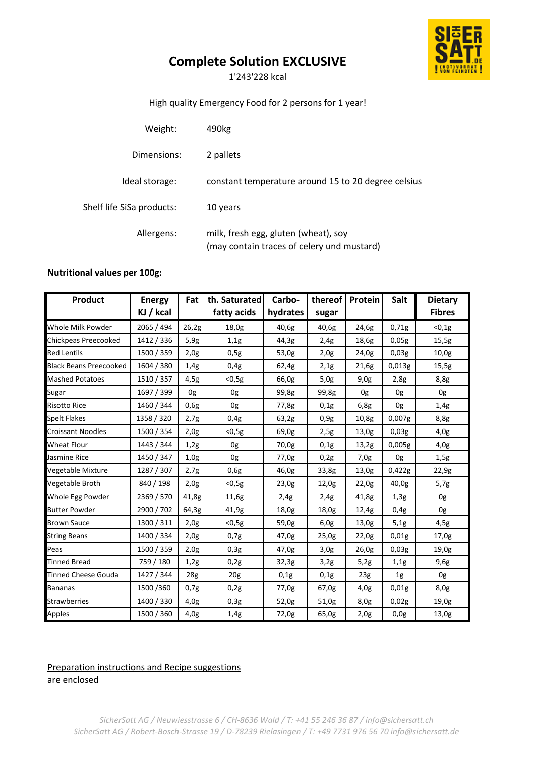# Complete Solution EXCLUSIVE

1'243'228 kcal

High quality Emergency Food for 2 persons for 1 year!

| | |
|---|---|
| Weight: | 490kg |
| Dimensions: | 2 pallets |
| Ideal storage: | constant temperature around 15 to 20 degree celsius |
| Shelf life SiSa products: | 10 years |
| Allergens: | milk, fresh egg, gluten (wheat), soy<br>(may contain traces of celery und mustard) |

**Nutritional values per 100g:**

| Product | Energy KJ / kcal | Fat | th. Saturated fatty acids | Carbo-hydrates | thereof sugar | Protein | Salt | Dietary Fibres |
|---|---|---|---|---|---|---|---|---|
| Whole Milk Powder | 2065 / 494 | 26,2g | 18,0g | 40,6g | 40,6g | 24,6g | 0,71g | <0,1g |
| Chickpeas Preecooked | 1412 / 336 | 5,9g | 1,1g | 44,3g | 2,4g | 18,6g | 0,05g | 15,5g |
| Red Lentils | 1500 / 359 | 2,0g | 0,5g | 53,0g | 2,0g | 24,0g | 0,03g | 10,0g |
| Black Beans Preecooked | 1604 / 380 | 1,4g | 0,4g | 62,4g | 2,1g | 21,6g | 0,013g | 15,5g |
| Mashed Potatoes | 1510 / 357 | 4,5g | <0,5g | 66,0g | 5,0g | 9,0g | 2,8g | 8,8g |
| Sugar | 1697 / 399 | 0g | 0g | 99,8g | 99,8g | 0g | 0g | 0g |
| Risotto Rice | 1460 / 344 | 0,6g | 0g | 77,8g | 0,1g | 6,8g | 0g | 1,4g |
| Spelt Flakes | 1358 / 320 | 2,7g | 0,4g | 63,2g | 0,9g | 10,8g | 0,007g | 8,8g |
| Croissant Noodles | 1500 / 354 | 2,0g | <0,5g | 69,0g | 2,5g | 13,0g | 0,03g | 4,0g |
| Wheat Flour | 1443 / 344 | 1,2g | 0g | 70,0g | 0,1g | 13,2g | 0,005g | 4,0g |
| Jasmine Rice | 1450 / 347 | 1,0g | 0g | 77,0g | 0,2g | 7,0g | 0g | 1,5g |
| Vegetable Mixture | 1287 / 307 | 2,7g | 0,6g | 46,0g | 33,8g | 13,0g | 0,422g | 22,9g |
| Vegetable Broth | 840 / 198 | 2,0g | <0,5g | 23,0g | 12,0g | 22,0g | 40,0g | 5,7g |
| Whole Egg Powder | 2369 / 570 | 41,8g | 11,6g | 2,4g | 2,4g | 41,8g | 1,3g | 0g |
| Butter Powder | 2900 / 702 | 64,3g | 41,9g | 18,0g | 18,0g | 12,4g | 0,4g | 0g |
| Brown Sauce | 1300 / 311 | 2,0g | <0,5g | 59,0g | 6,0g | 13,0g | 5,1g | 4,5g |
| String Beans | 1400 / 334 | 2,0g | 0,7g | 47,0g | 25,0g | 22,0g | 0,01g | 17,0g |
| Peas | 1500 / 359 | 2,0g | 0,3g | 47,0g | 3,0g | 26,0g | 0,03g | 19,0g |
| Tinned Bread | 759 / 180 | 1,2g | 0,2g | 32,3g | 3,2g | 5,2g | 1,1g | 9,6g |
| Tinned Cheese Gouda | 1427 / 344 | 28g | 20g | 0,1g | 0,1g | 23g | 1g | 0g |
| Bananas | 1500 /360 | 0,7g | 0,2g | 77,0g | 67,0g | 4,0g | 0,01g | 8,0g |
| Strawberries | 1400 / 330 | 4,0g | 0,3g | 52,0g | 51,0g | 8,0g | 0,02g | 19,0g |
| Apples | 1500 / 360 | 4,0g | 1,4g | 72,0g | 65,0g | 2,0g | 0,0g | 13,0g |

<u>Preparation instructions and Recipe suggestions</u>
are enclosed

*SicherSatt AG / Neuwiesstrasse 6 / CH-8636 Wald / T: +41 55 246 36 87 / info@sichersatt.ch*
*SicherSatt AG / Robert-Bosch-Strasse 19 / D-78239 Rielasingen / T: +49 7731 976 56 70 info@sichersatt.de*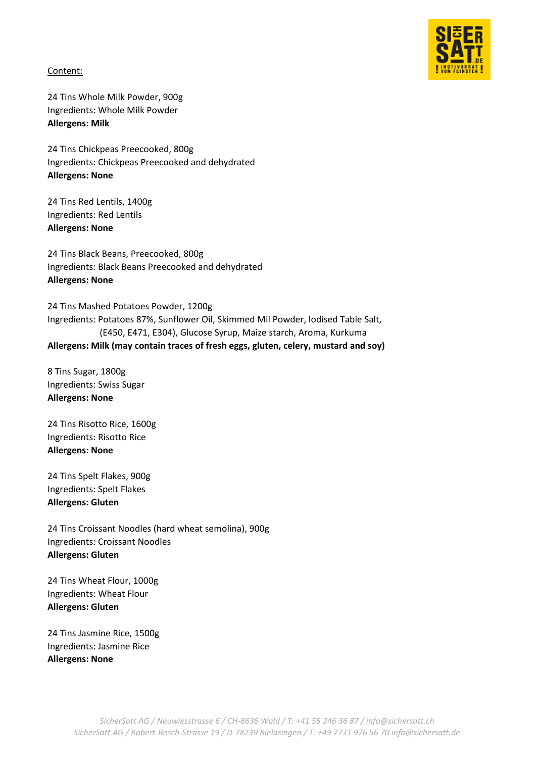Content:

24 Tins Whole Milk Powder, 900g
Ingredients: Whole Milk Powder
**Allergens: Milk**

24 Tins Chickpeas Preecooked, 800g
Ingredients: Chickpeas Preecooked and dehydrated
**Allergens: None**

24 Tins Red Lentils, 1400g
Ingredients: Red Lentils
**Allergens: None**

24 Tins Black Beans, Preecooked, 800g
Ingredients: Black Beans Preecooked and dehydrated
**Allergens: None**

24 Tins Mashed Potatoes Powder, 1200g
Ingredients: Potatoes 87%, Sunflower Oil, Skimmed Mil Powder, Iodised Table Salt, (E450, E471, E304), Glucose Syrup, Maize starch, Aroma, Kurkuma
**Allergens: Milk (may contain traces of fresh eggs, gluten, celery, mustard and soy)**

8 Tins Sugar, 1800g
Ingredients: Swiss Sugar
**Allergens: None**

24 Tins Risotto Rice, 1600g
Ingredients: Risotto Rice
**Allergens: None**

24 Tins Spelt Flakes, 900g
Ingredients: Spelt Flakes
**Allergens: Gluten**

24 Tins Croissant Noodles (hard wheat semolina), 900g
Ingredients: Croissant Noodles
**Allergens: Gluten**

24 Tins Wheat Flour, 1000g
Ingredients: Wheat Flour
**Allergens: Gluten**

24 Tins Jasmine Rice, 1500g
Ingredients: Jasmine Rice
**Allergens: None**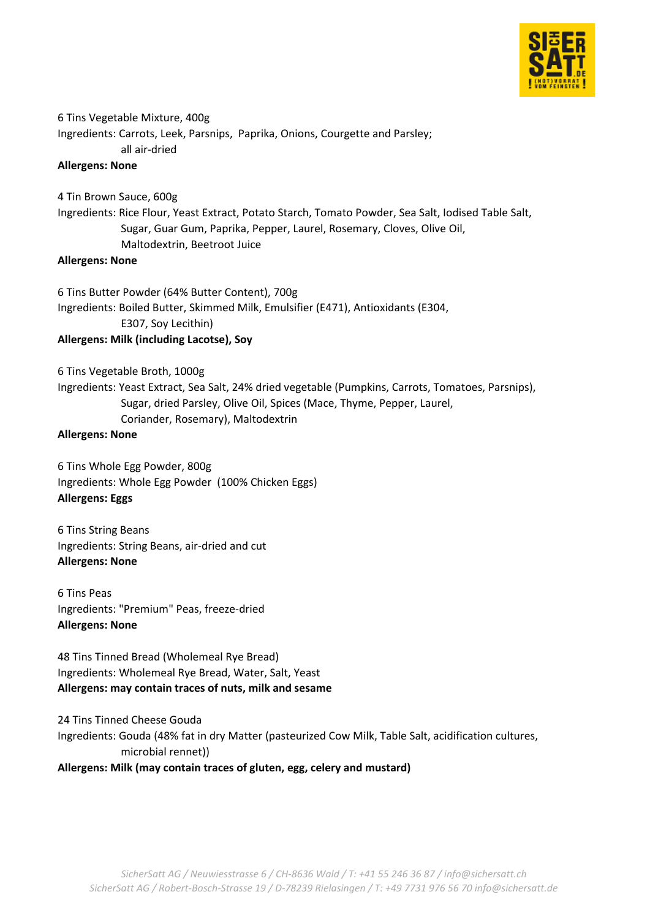6 Tins Vegetable Mixture, 400g

Ingredients: Carrots, Leek, Parsnips, Paprika, Onions, Courgette and Parsley; all air-dried

**Allergens: None**

4 Tin Brown Sauce, 600g

Ingredients: Rice Flour, Yeast Extract, Potato Starch, Tomato Powder, Sea Salt, Iodised Table Salt, Sugar, Guar Gum, Paprika, Pepper, Laurel, Rosemary, Cloves, Olive Oil, Maltodextrin, Beetroot Juice

**Allergens: None**

6 Tins Butter Powder (64% Butter Content), 700g

Ingredients: Boiled Butter, Skimmed Milk, Emulsifier (E471), Antioxidants (E304, E307, Soy Lecithin)

**Allergens: Milk (including Lacotse), Soy**

6 Tins Vegetable Broth, 1000g

Ingredients: Yeast Extract, Sea Salt, 24% dried vegetable (Pumpkins, Carrots, Tomatoes, Parsnips), Sugar, dried Parsley, Olive Oil, Spices (Mace, Thyme, Pepper, Laurel, Coriander, Rosemary), Maltodextrin

**Allergens: None**

6 Tins Whole Egg Powder, 800g

Ingredients: Whole Egg Powder (100% Chicken Eggs)

**Allergens: Eggs**

6 Tins String Beans

Ingredients: String Beans, air-dried and cut

**Allergens: None**

6 Tins Peas

Ingredients: "Premium" Peas, freeze-dried

**Allergens: None**

48 Tins Tinned Bread (Wholemeal Rye Bread)

Ingredients: Wholemeal Rye Bread, Water, Salt, Yeast

**Allergens: may contain traces of nuts, milk and sesame**

24 Tins Tinned Cheese Gouda

Ingredients: Gouda (48% fat in dry Matter (pasteurized Cow Milk, Table Salt, acidification cultures, microbial rennet))

**Allergens: Milk (may contain traces of gluten, egg, celery and mustard)**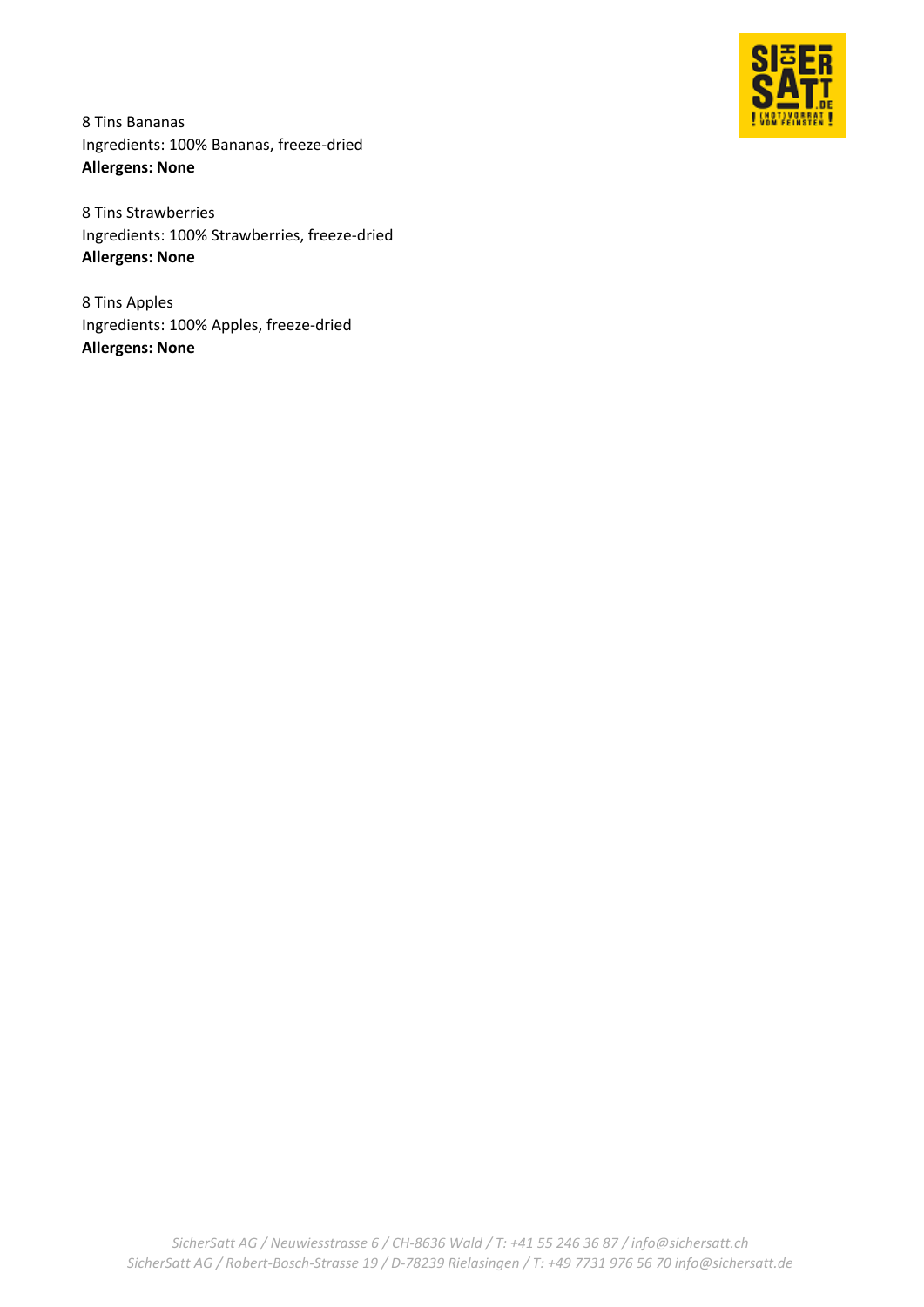8 Tins Bananas
Ingredients: 100% Bananas, freeze-dried
**Allergens: None**

8 Tins Strawberries
Ingredients: 100% Strawberries, freeze-dried
**Allergens: None**

8 Tins Apples
Ingredients: 100% Apples, freeze-dried
**Allergens: None**